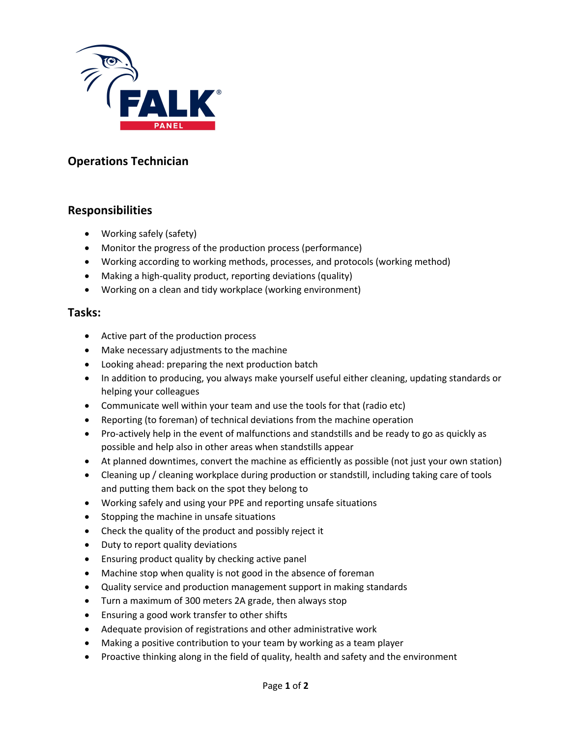## Operations Technician

## Responsibilities

- Working safely (safety)
- Monitor the progress of the production process (performance)
- Working according to working methods, processes, and protocols (working method)
- Making a high-quality product, reporting deviations (quality)
- Working on a clean and tidy workplace (working environment)

## Tasks:

- Active part of the production process
- Make necessary adjustments to the machine
- Looking ahead: preparing the next production batch
- In addition to producing, you always make yourself useful either cleaning, updating standards or helping your colleagues
- Communicate well within your team and use the tools for that (radio etc)
- Reporting (to foreman) of technical deviations from the machine operation
- Pro-actively help in the event of malfunctions and standstills and be ready to go as quickly as possible and help also in other areas when standstills appear
- At planned downtimes, convert the machine as efficiently as possible (not just your own station)
- Cleaning up / cleaning workplace during production or standstill, including taking care of tools and putting them back on the spot they belong to
- Working safely and using your PPE and reporting unsafe situations
- Stopping the machine in unsafe situations
- Check the quality of the product and possibly reject it
- Duty to report quality deviations
- Ensuring product quality by checking active panel
- Machine stop when quality is not good in the absence of foreman
- Quality service and production management support in making standards
- Turn a maximum of 300 meters 2A grade, then always stop
- Ensuring a good work transfer to other shifts
- Adequate provision of registrations and other administrative work
- Making a positive contribution to your team by working as a team player
- Proactive thinking along in the field of quality, health and safety and the environment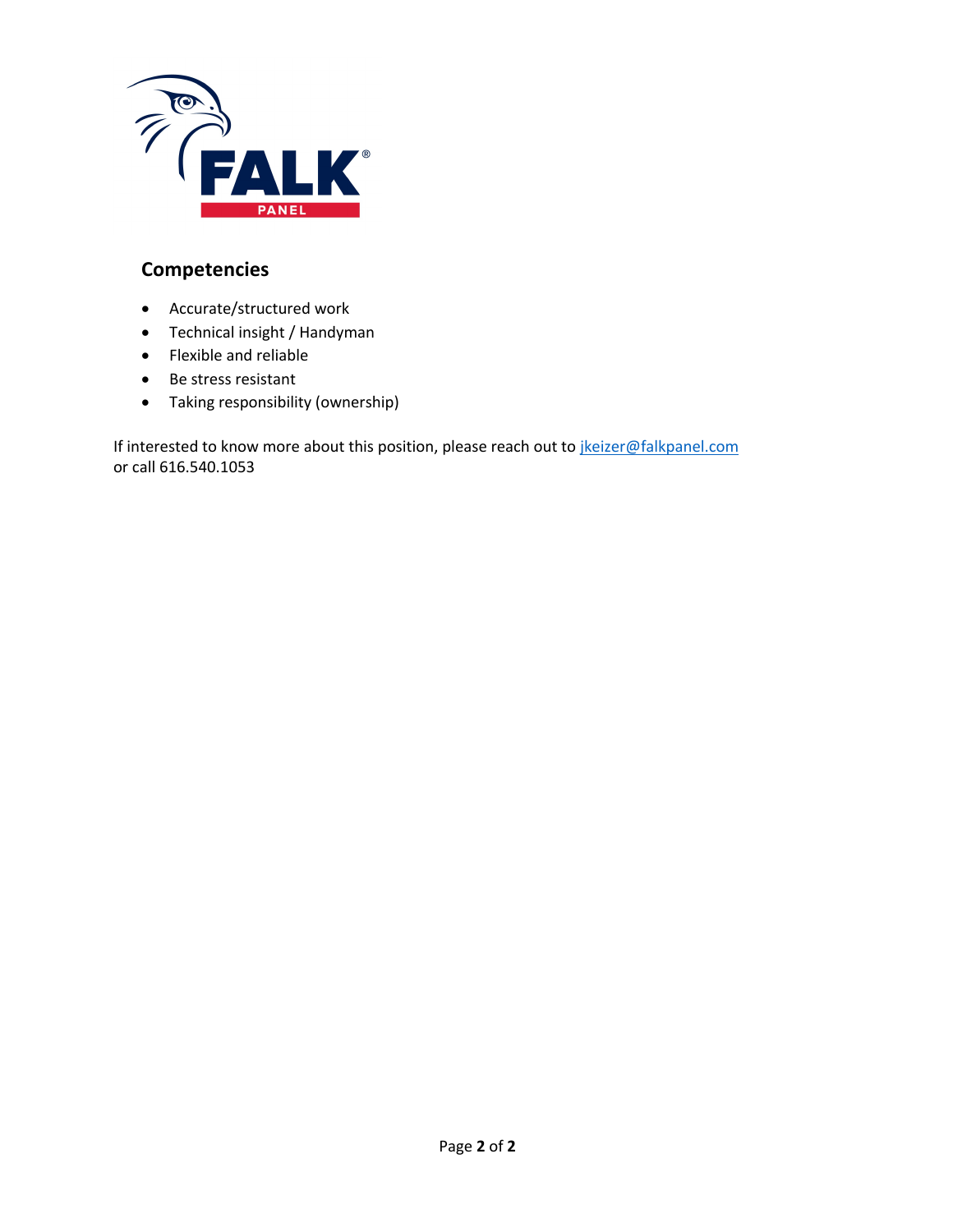## Competencies

- Accurate/structured work
- Technical insight / Handyman
- Flexible and reliable
- Be stress resistant
- Taking responsibility (ownership)

If interested to know more about this position, please reach out to jkeizer@falkpanel.com or call 616.540.1053